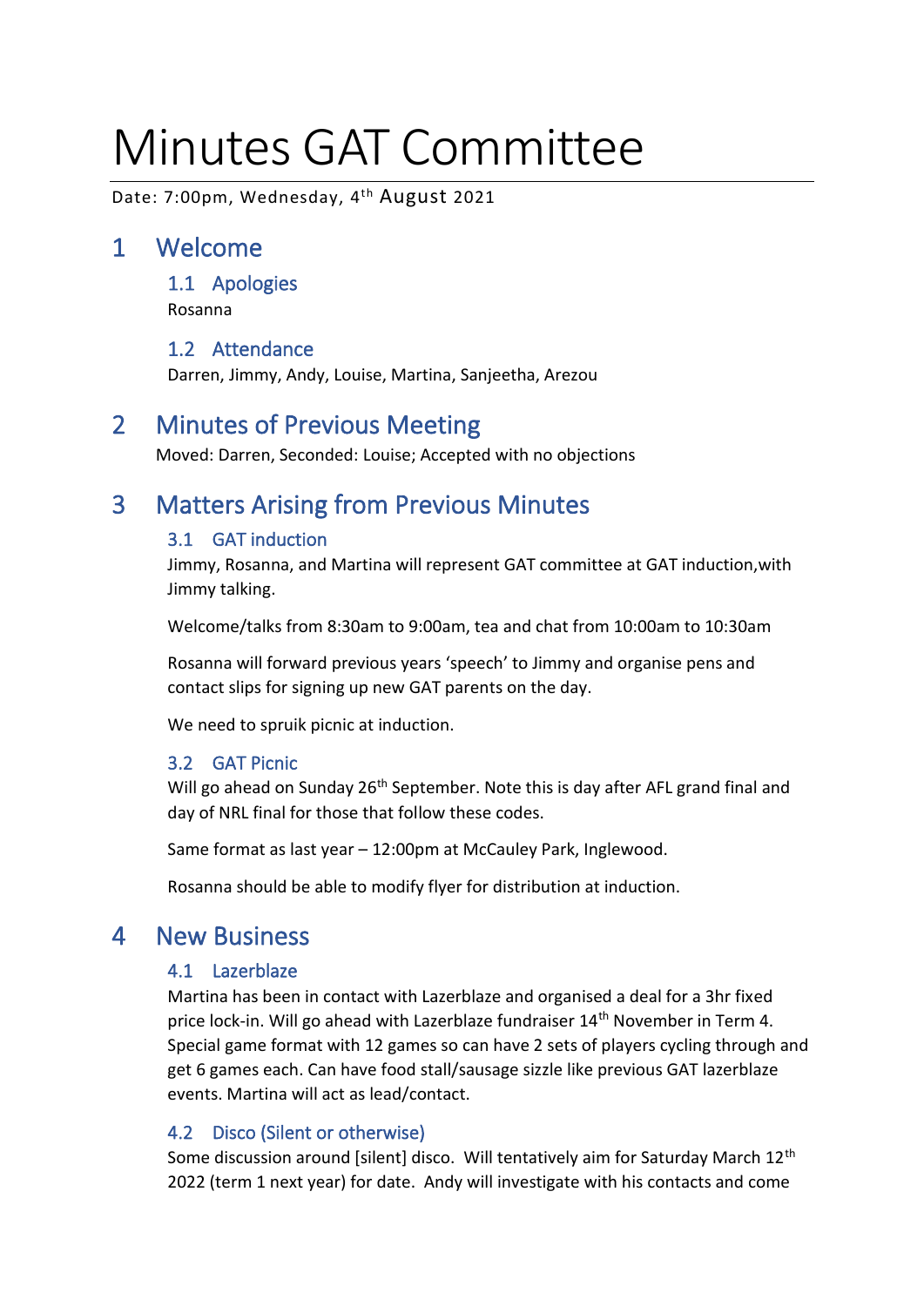# Minutes GAT Committee

Date: 7:00pm, Wednesday, 4th August 2021

## 1 Welcome

### 1.1 Apologies

Rosanna

### 1.2 Attendance

Darren, Jimmy, Andy, Louise, Martina, Sanjeetha, Arezou

## 2 Minutes of Previous Meeting

Moved: Darren, Seconded: Louise; Accepted with no objections

## 3 Matters Arising from Previous Minutes

### 3.1 GAT induction

Jimmy, Rosanna, and Martina will represent GAT committee at GAT induction,with Jimmy talking.

Welcome/talks from 8:30am to 9:00am, tea and chat from 10:00am to 10:30am

Rosanna will forward previous years 'speech' to Jimmy and organise pens and contact slips for signing up new GAT parents on the day.

We need to spruik picnic at induction.

### 3.2 GAT Picnic

Will go ahead on Sunday 26th September. Note this is day after AFL grand final and day of NRL final for those that follow these codes.

Same format as last year – 12:00pm at McCauley Park, Inglewood.

Rosanna should be able to modify flyer for distribution at induction.

## 4 New Business

### 4.1 Lazerblaze

Martina has been in contact with Lazerblaze and organised a deal for a 3hr fixed price lock-in. Will go ahead with Lazerblaze fundraiser 14th November in Term 4. Special game format with 12 games so can have 2 sets of players cycling through and get 6 games each. Can have food stall/sausage sizzle like previous GAT lazerblaze events. Martina will act as lead/contact.

### 4.2 Disco (Silent or otherwise)

Some discussion around [silent] disco. Will tentatively aim for Saturday March 12th 2022 (term 1 next year) for date. Andy will investigate with his contacts and come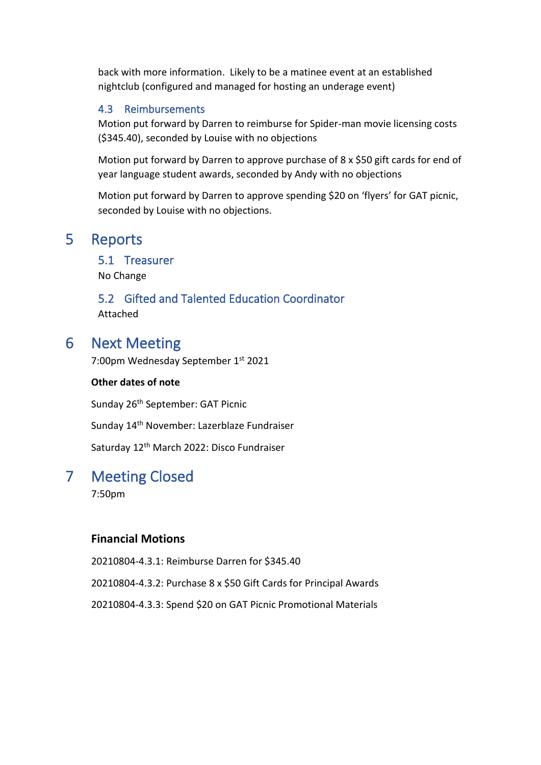back with more information. Likely to be a matinee event at an established nightclub (configured and managed for hosting an underage event)

### 4.3 Reimbursements

Motion put forward by Darren to reimburse for Spider-man movie licensing costs ($345.40), seconded by Louise with no objections

Motion put forward by Darren to approve purchase of 8 x $50 gift cards for end of year language student awards, seconded by Andy with no objections

Motion put forward by Darren to approve spending $20 on 'flyers' for GAT picnic, seconded by Louise with no objections.

## 5 Reports

### 5.1 Treasurer

No Change

### 5.2 Gifted and Talented Education Coordinator

Attached

## 6 Next Meeting

7:00pm Wednesday September 1st 2021

**Other dates of note**

Sunday 26th September: GAT Picnic

Sunday 14th November: Lazerblaze Fundraiser

Saturday 12th March 2022: Disco Fundraiser

## 7 Meeting Closed

7:50pm

**Financial Motions**

20210804-4.3.1: Reimburse Darren for $345.40

20210804-4.3.2: Purchase 8 x $50 Gift Cards for Principal Awards

20210804-4.3.3: Spend $20 on GAT Picnic Promotional Materials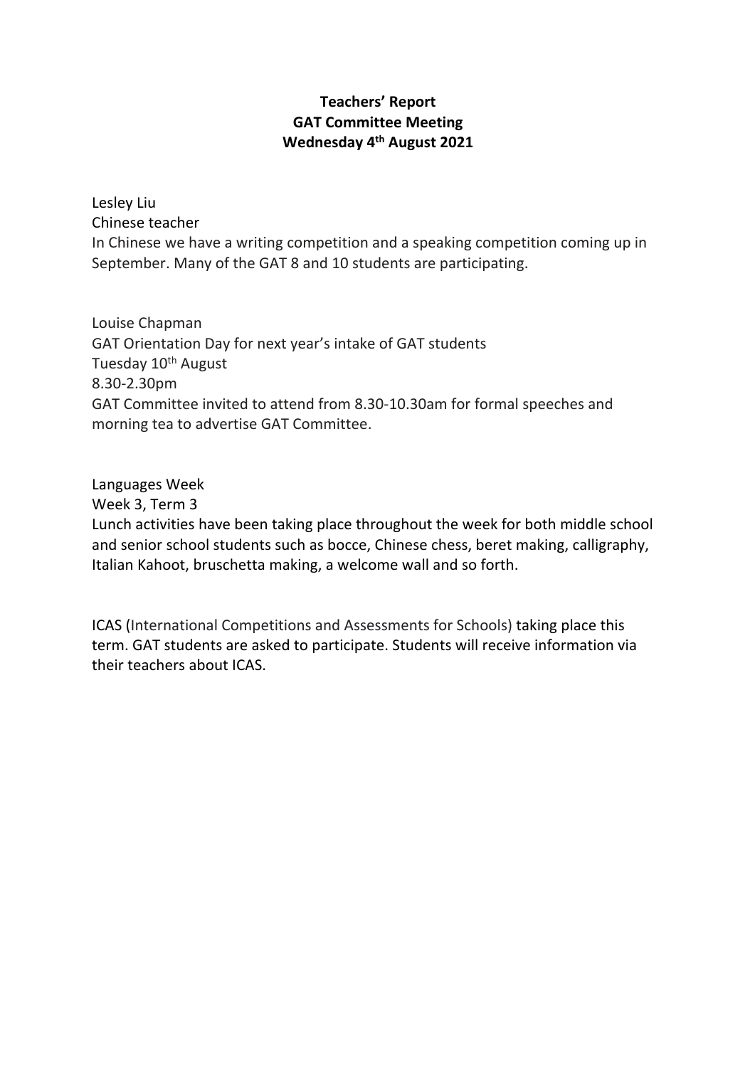**Teachers' Report**
**GAT Committee Meeting**
**Wednesday 4th August 2021**

Lesley Liu
Chinese teacher
In Chinese we have a writing competition and a speaking competition coming up in September. Many of the GAT 8 and 10 students are participating.

Louise Chapman
GAT Orientation Day for next year's intake of GAT students
Tuesday 10th August
8.30-2.30pm
GAT Committee invited to attend from 8.30-10.30am for formal speeches and morning tea to advertise GAT Committee.

Languages Week
Week 3, Term 3
Lunch activities have been taking place throughout the week for both middle school and senior school students such as bocce, Chinese chess, beret making, calligraphy, Italian Kahoot, bruschetta making, a welcome wall and so forth.

ICAS (International Competitions and Assessments for Schools) taking place this term. GAT students are asked to participate. Students will receive information via their teachers about ICAS.